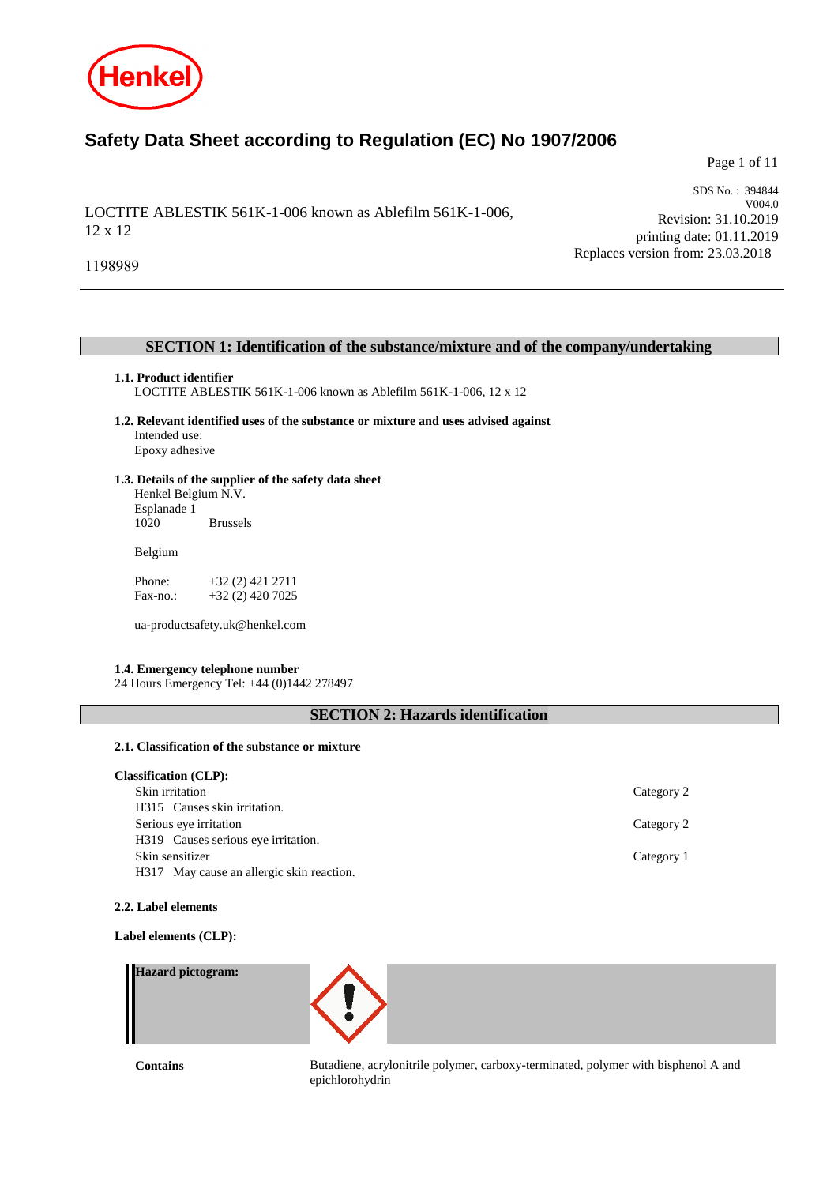# Safety Data Sheet according to Regulation (EC) No 1907/2006

LOCTITE ABLESTIK 561K-1-006 known as Ablefilm 561K-1-006, 12 x 12

1198989

SDS No. : 394844
V004.0
Revision: 31.10.2019
printing date: 01.11.2019
Replaces version from: 23.03.2018

## SECTION 1: Identification of the substance/mixture and of the company/undertaking

**1.1. Product identifier**
LOCTITE ABLESTIK 561K-1-006 known as Ablefilm 561K-1-006, 12 x 12

**1.2. Relevant identified uses of the substance or mixture and uses advised against**
Intended use:
Epoxy adhesive

**1.3. Details of the supplier of the safety data sheet**
Henkel Belgium N.V.
Esplanade 1
1020 Brussels

Belgium

Phone: +32 (2) 421 2711
Fax-no.: +32 (2) 420 7025

ua-productsafety.uk@henkel.com

**1.4. Emergency telephone number**
24 Hours Emergency Tel: +44 (0)1442 278497

## SECTION 2: Hazards identification

**2.1. Classification of the substance or mixture**

**Classification (CLP):**

| Classification | Category |
|---|---|
| Skin irritation<br>H315 Causes skin irritation. | Category 2 |
| Serious eye irritation<br>H319 Causes serious eye irritation. | Category 2 |
| Skin sensitizer<br>H317 May cause an allergic skin reaction. | Category 1 |

**2.2. Label elements**

**Label elements (CLP):**

**Hazard pictogram:**

**Contains** Butadiene, acrylonitrile polymer, carboxy-terminated, polymer with bisphenol A and epichlorohydrin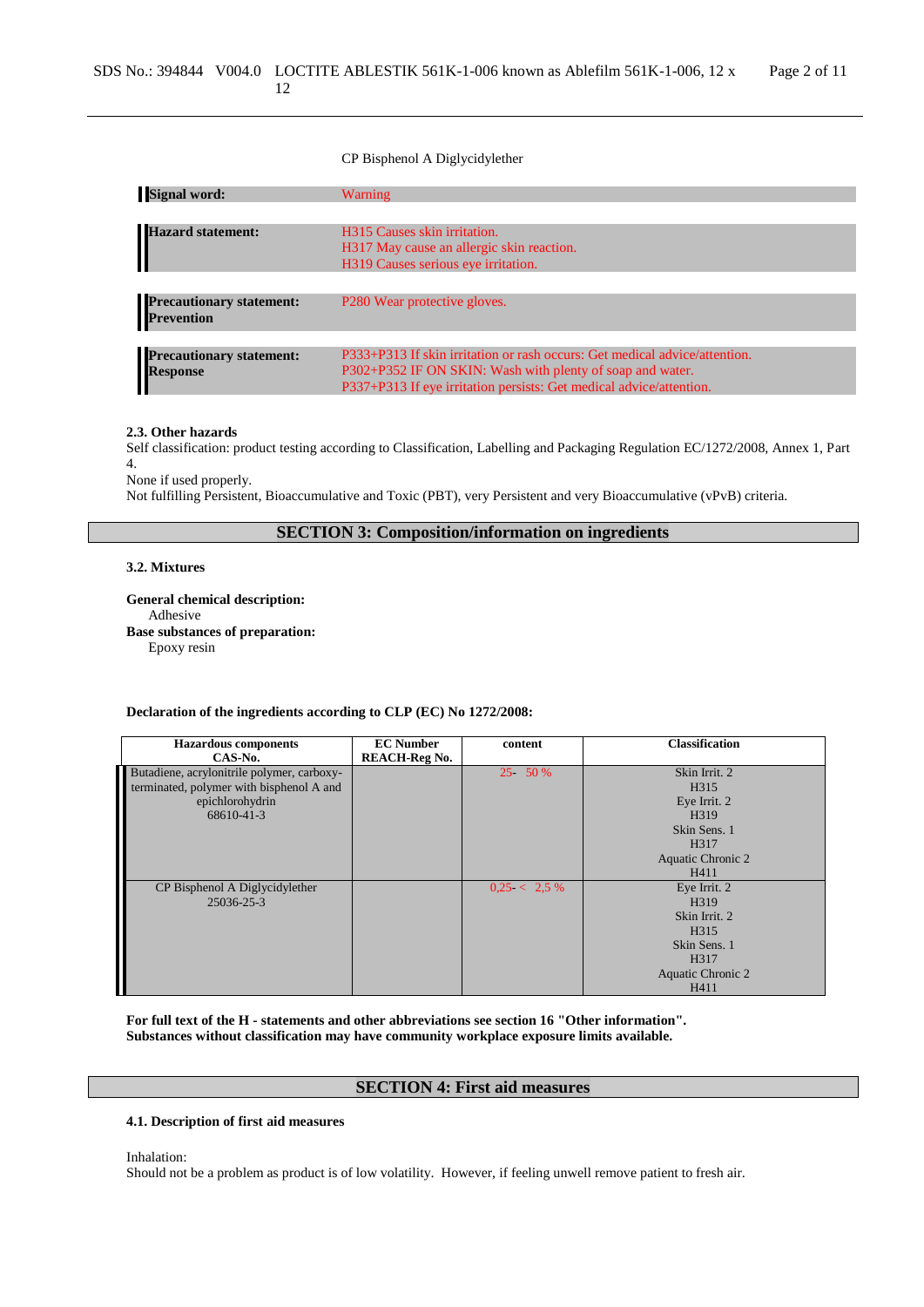CP Bisphenol A Diglycidylether

| | |
|---|---|
| **Signal word:** | Warning |
| **Hazard statement:** | H315 Causes skin irritation.<br>H317 May cause an allergic skin reaction.<br>H319 Causes serious eye irritation. |
| **Precautionary statement: Prevention** | P280 Wear protective gloves. |
| **Precautionary statement: Response** | P333+P313 If skin irritation or rash occurs: Get medical advice/attention.<br>P302+P352 IF ON SKIN: Wash with plenty of soap and water.<br>P337+P313 If eye irritation persists: Get medical advice/attention. |

**2.3. Other hazards**

Self classification: product testing according to Classification, Labelling and Packaging Regulation EC/1272/2008, Annex 1, Part 4.

None if used properly.

Not fulfilling Persistent, Bioaccumulative and Toxic (PBT), very Persistent and very Bioaccumulative (vPvB) criteria.

## SECTION 3: Composition/information on ingredients

**3.2. Mixtures**

**General chemical description:**
Adhesive

**Base substances of preparation:**
Epoxy resin

**Declaration of the ingredients according to CLP (EC) No 1272/2008:**

| Hazardous components<br>CAS-No. | EC Number<br>REACH-Reg No. | content | Classification |
|---|---|---|---|
| Butadiene, acrylonitrile polymer, carboxy-terminated, polymer with bisphenol A and epichlorohydrin<br>68610-41-3 | | 25- 50 % | Skin Irrit. 2<br>H315<br>Eye Irrit. 2<br>H319<br>Skin Sens. 1<br>H317<br>Aquatic Chronic 2<br>H411 |
| CP Bisphenol A Diglycidylether<br>25036-25-3 | | 0,25- < 2,5 % | Eye Irrit. 2<br>H319<br>Skin Irrit. 2<br>H315<br>Skin Sens. 1<br>H317<br>Aquatic Chronic 2<br>H411 |

**For full text of the H - statements and other abbreviations see section 16 "Other information".**
**Substances without classification may have community workplace exposure limits available.**

## SECTION 4: First aid measures

**4.1. Description of first aid measures**

Inhalation:
Should not be a problem as product is of low volatility. However, if feeling unwell remove patient to fresh air.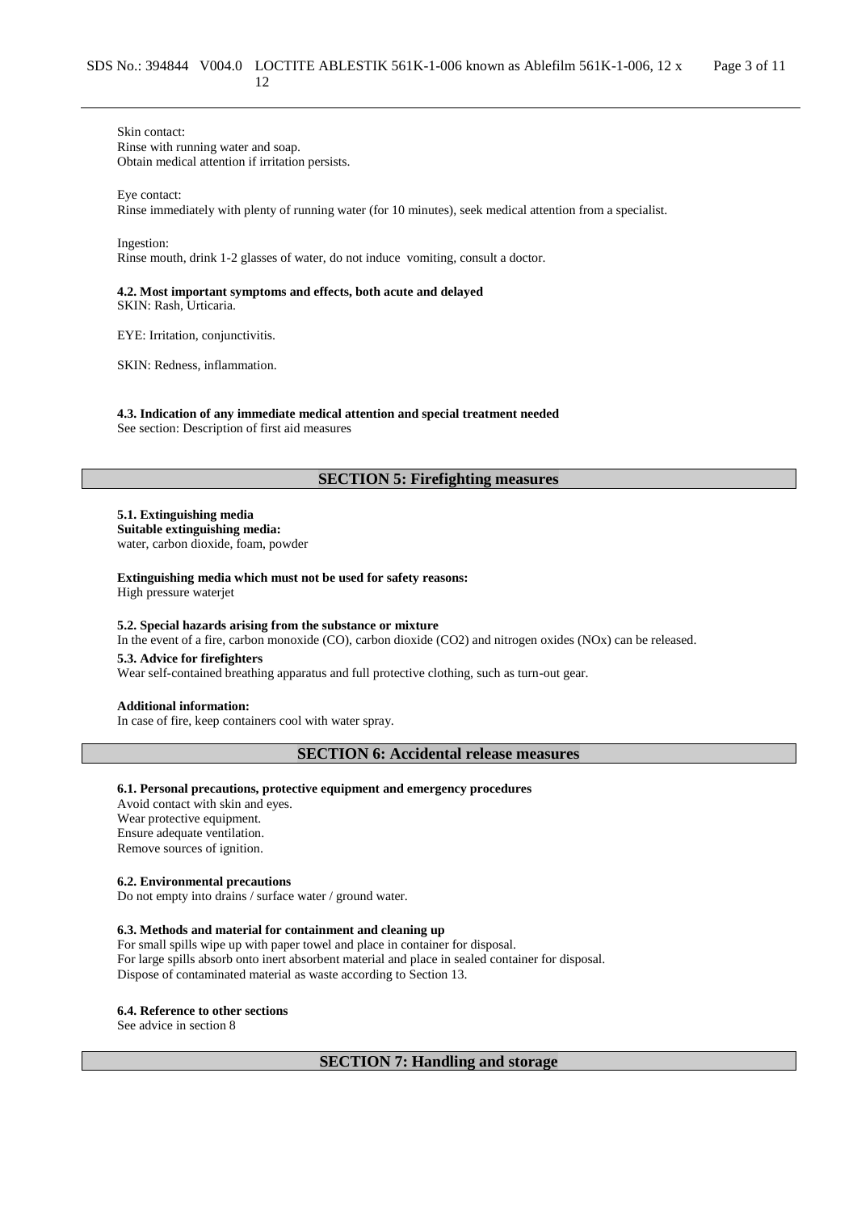Skin contact:
Rinse with running water and soap.
Obtain medical attention if irritation persists.

Eye contact:
Rinse immediately with plenty of running water (for 10 minutes), seek medical attention from a specialist.

Ingestion:
Rinse mouth, drink 1-2 glasses of water, do not induce vomiting, consult a doctor.

**4.2. Most important symptoms and effects, both acute and delayed**
SKIN: Rash, Urticaria.

EYE: Irritation, conjunctivitis.

SKIN: Redness, inflammation.

**4.3. Indication of any immediate medical attention and special treatment needed**
See section: Description of first aid measures

## SECTION 5: Firefighting measures

**5.1. Extinguishing media**
**Suitable extinguishing media:**
water, carbon dioxide, foam, powder

**Extinguishing media which must not be used for safety reasons:**
High pressure waterjet

**5.2. Special hazards arising from the substance or mixture**
In the event of a fire, carbon monoxide (CO), carbon dioxide ($CO_2$) and nitrogen oxides ($NO_x$) can be released.

**5.3. Advice for firefighters**
Wear self-contained breathing apparatus and full protective clothing, such as turn-out gear.

**Additional information:**
In case of fire, keep containers cool with water spray.

## SECTION 6: Accidental release measures

**6.1. Personal precautions, protective equipment and emergency procedures**
Avoid contact with skin and eyes.
Wear protective equipment.
Ensure adequate ventilation.
Remove sources of ignition.

**6.2. Environmental precautions**
Do not empty into drains / surface water / ground water.

**6.3. Methods and material for containment and cleaning up**
For small spills wipe up with paper towel and place in container for disposal.
For large spills absorb onto inert absorbent material and place in sealed container for disposal.
Dispose of contaminated material as waste according to Section 13.

**6.4. Reference to other sections**
See advice in section 8

## SECTION 7: Handling and storage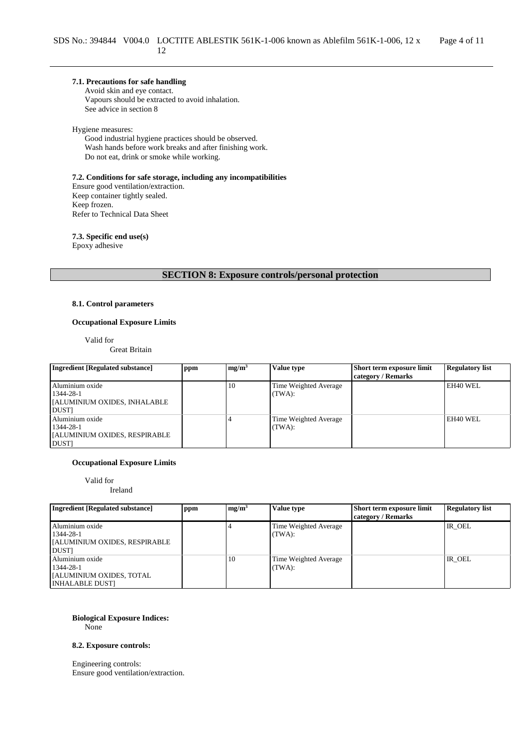**7.1. Precautions for safe handling**

Avoid skin and eye contact.
Vapours should be extracted to avoid inhalation.
See advice in section 8

Hygiene measures:

Good industrial hygiene practices should be observed.
Wash hands before work breaks and after finishing work.
Do not eat, drink or smoke while working.

**7.2. Conditions for safe storage, including any incompatibilities**

Ensure good ventilation/extraction.
Keep container tightly sealed.
Keep frozen.
Refer to Technical Data Sheet

**7.3. Specific end use(s)**

Epoxy adhesive

## SECTION 8: Exposure controls/personal protection

**8.1. Control parameters**

**Occupational Exposure Limits**

Valid for
Great Britain

| Ingredient [Regulated substance] | ppm | $mg/m^3$ | Value type | Short term exposure limit category / Remarks | Regulatory list |
|---|---|---|---|---|---|
| Aluminium oxide 1344-28-1 [ALUMINIUM OXIDES, INHALABLE DUST] | | 10 | Time Weighted Average (TWA): | | EH40 WEL |
| Aluminium oxide 1344-28-1 [ALUMINIUM OXIDES, RESPIRABLE DUST] | | 4 | Time Weighted Average (TWA): | | EH40 WEL |

**Occupational Exposure Limits**

Valid for
Ireland

| Ingredient [Regulated substance] | ppm | $mg/m^3$ | Value type | Short term exposure limit category / Remarks | Regulatory list |
|---|---|---|---|---|---|
| Aluminium oxide 1344-28-1 [ALUMINIUM OXIDES, RESPIRABLE DUST] | | 4 | Time Weighted Average (TWA): | | IR_OEL |
| Aluminium oxide 1344-28-1 [ALUMINIUM OXIDES, TOTAL INHALABLE DUST] | | 10 | Time Weighted Average (TWA): | | IR_OEL |

**Biological Exposure Indices:**

None

**8.2. Exposure controls:**

Engineering controls:
Ensure good ventilation/extraction.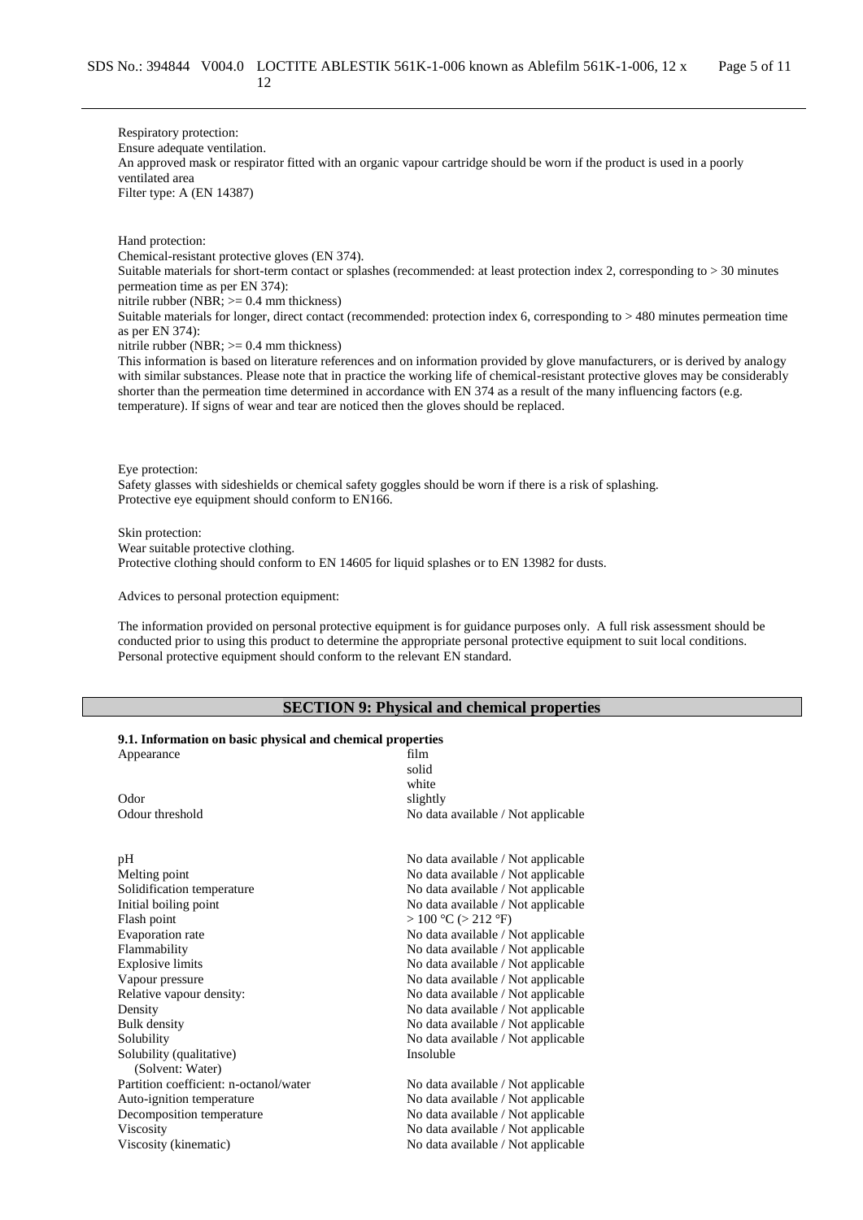Respiratory protection:
Ensure adequate ventilation.
An approved mask or respirator fitted with an organic vapour cartridge should be worn if the product is used in a poorly ventilated area
Filter type: A (EN 14387)

Hand protection:
Chemical-resistant protective gloves (EN 374).
Suitable materials for short-term contact or splashes (recommended: at least protection index 2, corresponding to > 30 minutes permeation time as per EN 374):
nitrile rubber (NBR; >= 0.4 mm thickness)
Suitable materials for longer, direct contact (recommended: protection index 6, corresponding to > 480 minutes permeation time as per EN 374):
nitrile rubber (NBR; >= 0.4 mm thickness)
This information is based on literature references and on information provided by glove manufacturers, or is derived by analogy with similar substances. Please note that in practice the working life of chemical-resistant protective gloves may be considerably shorter than the permeation time determined in accordance with EN 374 as a result of the many influencing factors (e.g. temperature). If signs of wear and tear are noticed then the gloves should be replaced.

Eye protection:
Safety glasses with sideshields or chemical safety goggles should be worn if there is a risk of splashing.
Protective eye equipment should conform to EN166.

Skin protection:
Wear suitable protective clothing.
Protective clothing should conform to EN 14605 for liquid splashes or to EN 13982 for dusts.

Advices to personal protection equipment:

The information provided on personal protective equipment is for guidance purposes only. A full risk assessment should be conducted prior to using this product to determine the appropriate personal protective equipment to suit local conditions. Personal protective equipment should conform to the relevant EN standard.

## SECTION 9: Physical and chemical properties

**9.1. Information on basic physical and chemical properties**

| | |
|---|---|
| Appearance | film<br>solid<br>white |
| Odor | slightly |
| Odour threshold | No data available / Not applicable |
| pH | No data available / Not applicable |
| Melting point | No data available / Not applicable |
| Solidification temperature | No data available / Not applicable |
| Initial boiling point | No data available / Not applicable |
| Flash point | > 100 °C (> 212 °F) |
| Evaporation rate | No data available / Not applicable |
| Flammability | No data available / Not applicable |
| Explosive limits | No data available / Not applicable |
| Vapour pressure | No data available / Not applicable |
| Relative vapour density: | No data available / Not applicable |
| Density | No data available / Not applicable |
| Bulk density | No data available / Not applicable |
| Solubility | No data available / Not applicable |
| Solubility (qualitative)<br>(Solvent: Water) | Insoluble |
| Partition coefficient: n-octanol/water | No data available / Not applicable |
| Auto-ignition temperature | No data available / Not applicable |
| Decomposition temperature | No data available / Not applicable |
| Viscosity | No data available / Not applicable |
| Viscosity (kinematic) | No data available / Not applicable |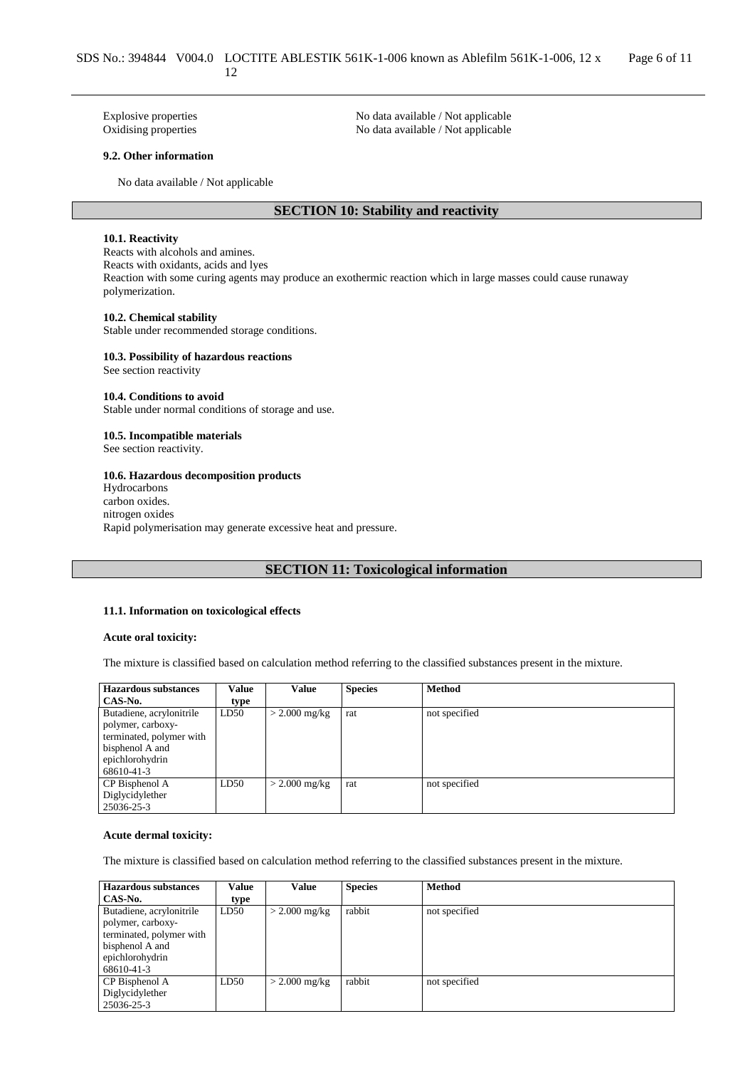| | |
|---|---|
| Explosive properties | No data available / Not applicable |
| Oxidising properties | No data available / Not applicable |

**9.2. Other information**

No data available / Not applicable

## SECTION 10: Stability and reactivity

**10.1. Reactivity**

Reacts with alcohols and amines.
Reacts with oxidants, acids and lyes
Reaction with some curing agents may produce an exothermic reaction which in large masses could cause runaway polymerization.

**10.2. Chemical stability**

Stable under recommended storage conditions.

**10.3. Possibility of hazardous reactions**

See section reactivity

**10.4. Conditions to avoid**

Stable under normal conditions of storage and use.

**10.5. Incompatible materials**

See section reactivity.

**10.6. Hazardous decomposition products**

Hydrocarbons
carbon oxides.
nitrogen oxides
Rapid polymerisation may generate excessive heat and pressure.

## SECTION 11: Toxicological information

**11.1. Information on toxicological effects**

**Acute oral toxicity:**

The mixture is classified based on calculation method referring to the classified substances present in the mixture.

| Hazardous substances CAS-No. | Value type | Value | Species | Method |
|---|---|---|---|---|
| Butadiene, acrylonitrile polymer, carboxy-terminated, polymer with bisphenol A and epichlorohydrin 68610-41-3 | LD50 | > 2.000 mg/kg | rat | not specified |
| CP Bisphenol A Diglycidylether 25036-25-3 | LD50 | > 2.000 mg/kg | rat | not specified |

**Acute dermal toxicity:**

The mixture is classified based on calculation method referring to the classified substances present in the mixture.

| Hazardous substances CAS-No. | Value type | Value | Species | Method |
|---|---|---|---|---|
| Butadiene, acrylonitrile polymer, carboxy-terminated, polymer with bisphenol A and epichlorohydrin 68610-41-3 | LD50 | > 2.000 mg/kg | rabbit | not specified |
| CP Bisphenol A Diglycidylether 25036-25-3 | LD50 | > 2.000 mg/kg | rabbit | not specified |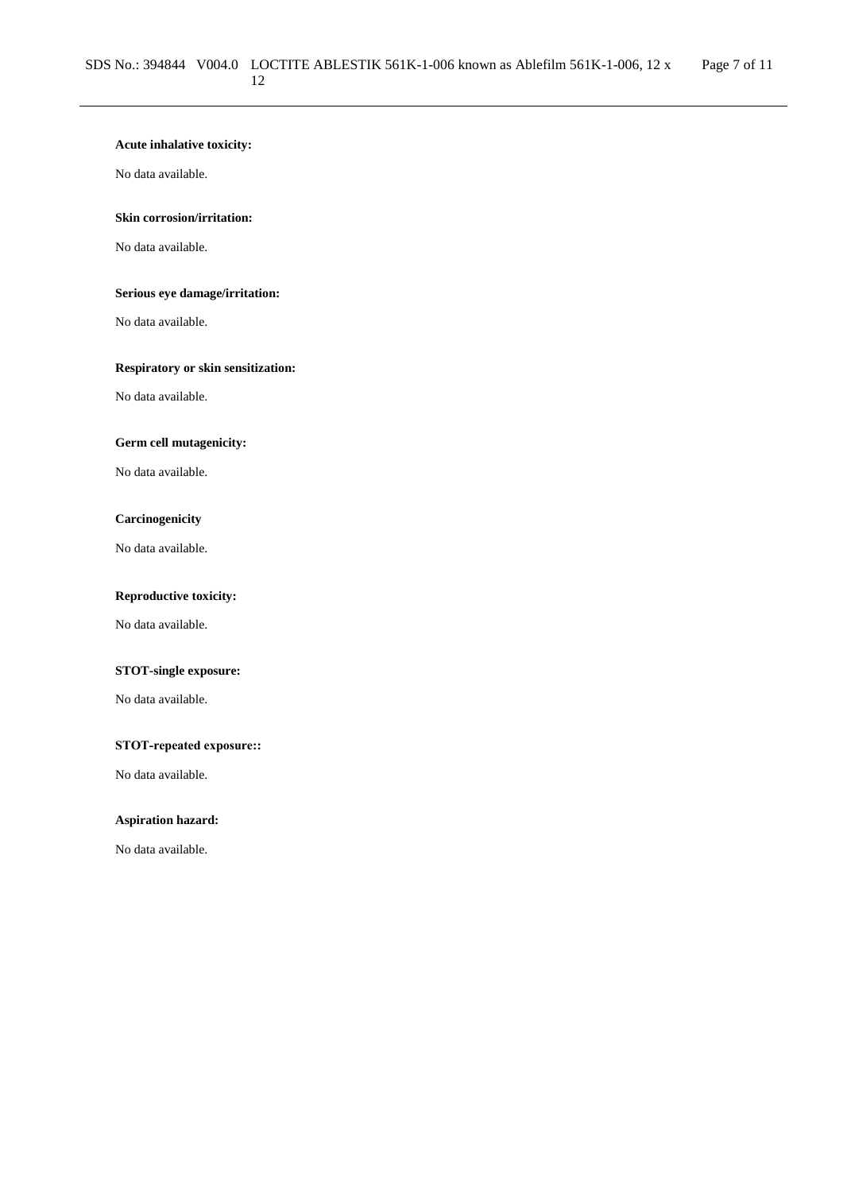**Acute inhalative toxicity:**

No data available.

**Skin corrosion/irritation:**

No data available.

**Serious eye damage/irritation:**

No data available.

**Respiratory or skin sensitization:**

No data available.

**Germ cell mutagenicity:**

No data available.

**Carcinogenicity**

No data available.

**Reproductive toxicity:**

No data available.

**STOT-single exposure:**

No data available.

**STOT-repeated exposure::**

No data available.

**Aspiration hazard:**

No data available.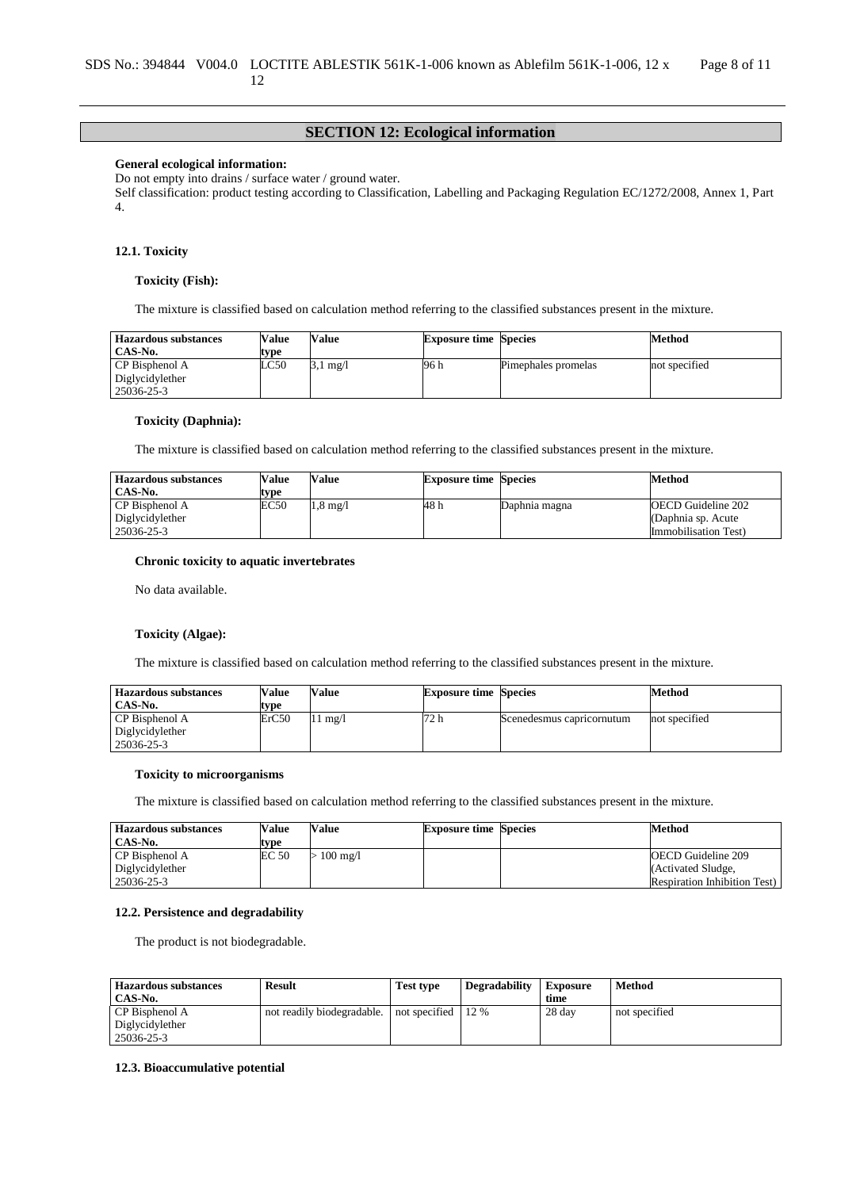## SECTION 12: Ecological information

**General ecological information:**
Do not empty into drains / surface water / ground water.
Self classification: product testing according to Classification, Labelling and Packaging Regulation EC/1272/2008, Annex 1, Part 4.

### 12.1. Toxicity

**Toxicity (Fish):**

The mixture is classified based on calculation method referring to the classified substances present in the mixture.

| Hazardous substances CAS-No. | Value type | Value | Exposure time | Species | Method |
|---|---|---|---|---|---|
| CP Bisphenol A Diglycidylether 25036-25-3 | LC50 | 3,1 mg/l | 96 h | Pimephales promelas | not specified |

**Toxicity (Daphnia):**

The mixture is classified based on calculation method referring to the classified substances present in the mixture.

| Hazardous substances CAS-No. | Value type | Value | Exposure time | Species | Method |
|---|---|---|---|---|---|
| CP Bisphenol A Diglycidylether 25036-25-3 | EC50 | 1,8 mg/l | 48 h | Daphnia magna | OECD Guideline 202 (Daphnia sp. Acute Immobilisation Test) |

**Chronic toxicity to aquatic invertebrates**

No data available.

**Toxicity (Algae):**

The mixture is classified based on calculation method referring to the classified substances present in the mixture.

| Hazardous substances CAS-No. | Value type | Value | Exposure time | Species | Method |
|---|---|---|---|---|---|
| CP Bisphenol A Diglycidylether 25036-25-3 | ErC50 | 11 mg/l | 72 h | Scenedesmus capricornutum | not specified |

**Toxicity to microorganisms**

The mixture is classified based on calculation method referring to the classified substances present in the mixture.

| Hazardous substances CAS-No. | Value type | Value | Exposure time | Species | Method |
|---|---|---|---|---|---|
| CP Bisphenol A Diglycidylether 25036-25-3 | EC 50 | > 100 mg/l | | | OECD Guideline 209 (Activated Sludge, Respiration Inhibition Test) |

### 12.2. Persistence and degradability

The product is not biodegradable.

| Hazardous substances CAS-No. | Result | Test type | Degradability | Exposure time | Method |
|---|---|---|---|---|---|
| CP Bisphenol A Diglycidylether 25036-25-3 | not readily biodegradable. | not specified | 12 % | 28 day | not specified |

### 12.3. Bioaccumulative potential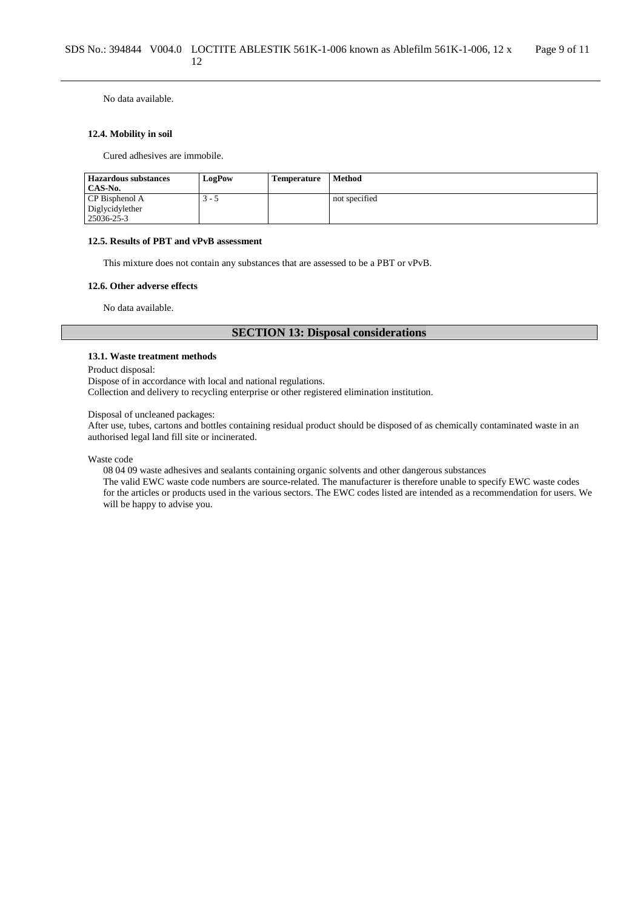No data available.

#### 12.4. Mobility in soil

Cured adhesives are immobile.

| Hazardous substances CAS-No. | LogPow | Temperature | Method |
|---|---|---|---|
| CP Bisphenol A Diglycidylether 25036-25-3 | 3 - 5 | | not specified |

#### 12.5. Results of PBT and vPvB assessment

This mixture does not contain any substances that are assessed to be a PBT or vPvB.

#### 12.6. Other adverse effects

No data available.

## SECTION 13: Disposal considerations

#### 13.1. Waste treatment methods

Product disposal:
Dispose of in accordance with local and national regulations.
Collection and delivery to recycling enterprise or other registered elimination institution.

Disposal of uncleaned packages:
After use, tubes, cartons and bottles containing residual product should be disposed of as chemically contaminated waste in an authorised legal land fill site or incinerated.

Waste code

08 04 09 waste adhesives and sealants containing organic solvents and other dangerous substances
The valid EWC waste code numbers are source-related. The manufacturer is therefore unable to specify EWC waste codes for the articles or products used in the various sectors. The EWC codes listed are intended as a recommendation for users. We will be happy to advise you.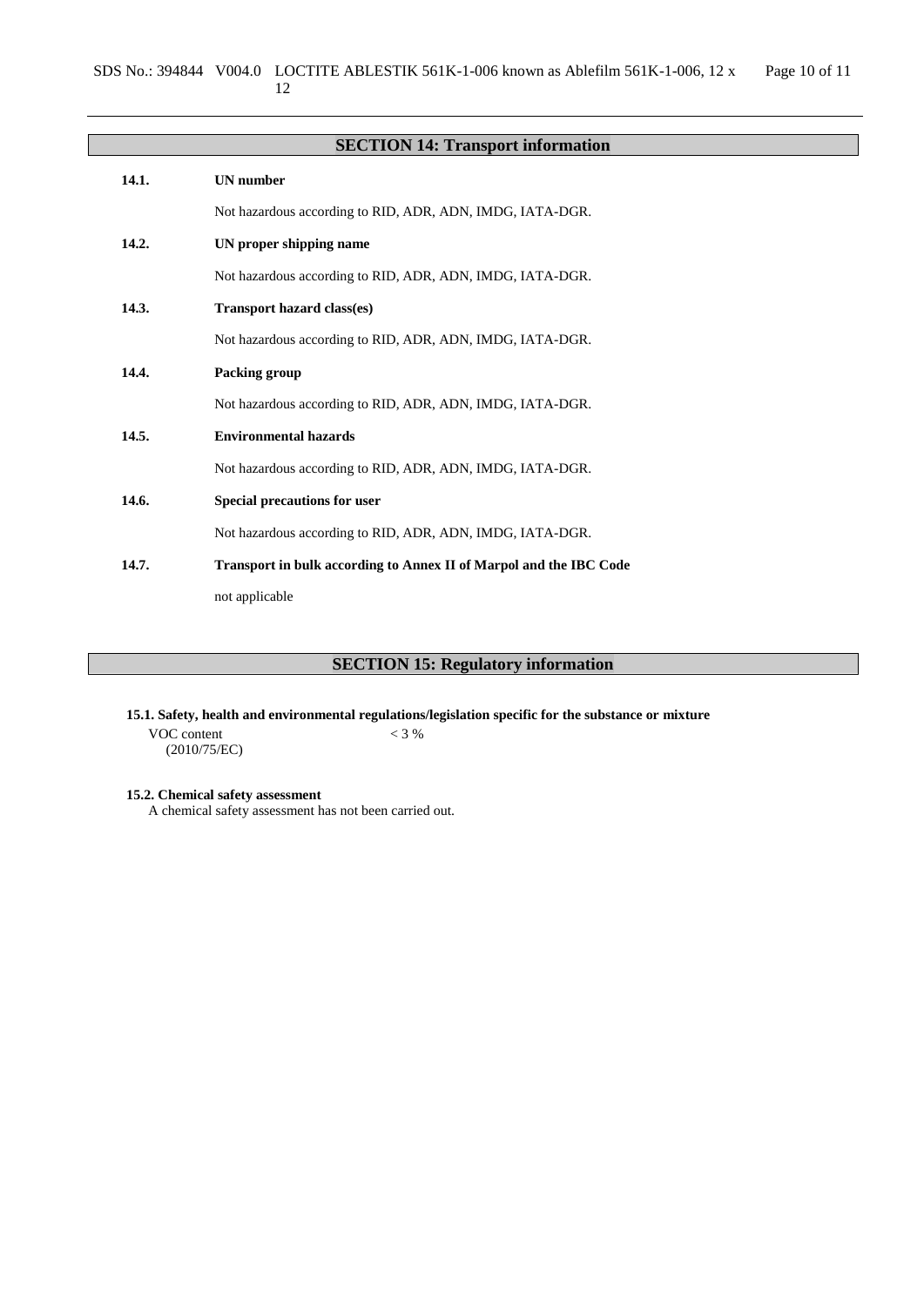## SECTION 14: Transport information

**14.1. UN number**

Not hazardous according to RID, ADR, ADN, IMDG, IATA-DGR.

**14.2. UN proper shipping name**

Not hazardous according to RID, ADR, ADN, IMDG, IATA-DGR.

**14.3. Transport hazard class(es)**

Not hazardous according to RID, ADR, ADN, IMDG, IATA-DGR.

**14.4. Packing group**

Not hazardous according to RID, ADR, ADN, IMDG, IATA-DGR.

**14.5. Environmental hazards**

Not hazardous according to RID, ADR, ADN, IMDG, IATA-DGR.

**14.6. Special precautions for user**

Not hazardous according to RID, ADR, ADN, IMDG, IATA-DGR.

**14.7. Transport in bulk according to Annex II of Marpol and the IBC Code**

not applicable

## SECTION 15: Regulatory information

**15.1. Safety, health and environmental regulations/legislation specific for the substance or mixture**

VOC content (2010/75/EC) < 3 %

**15.2. Chemical safety assessment**

A chemical safety assessment has not been carried out.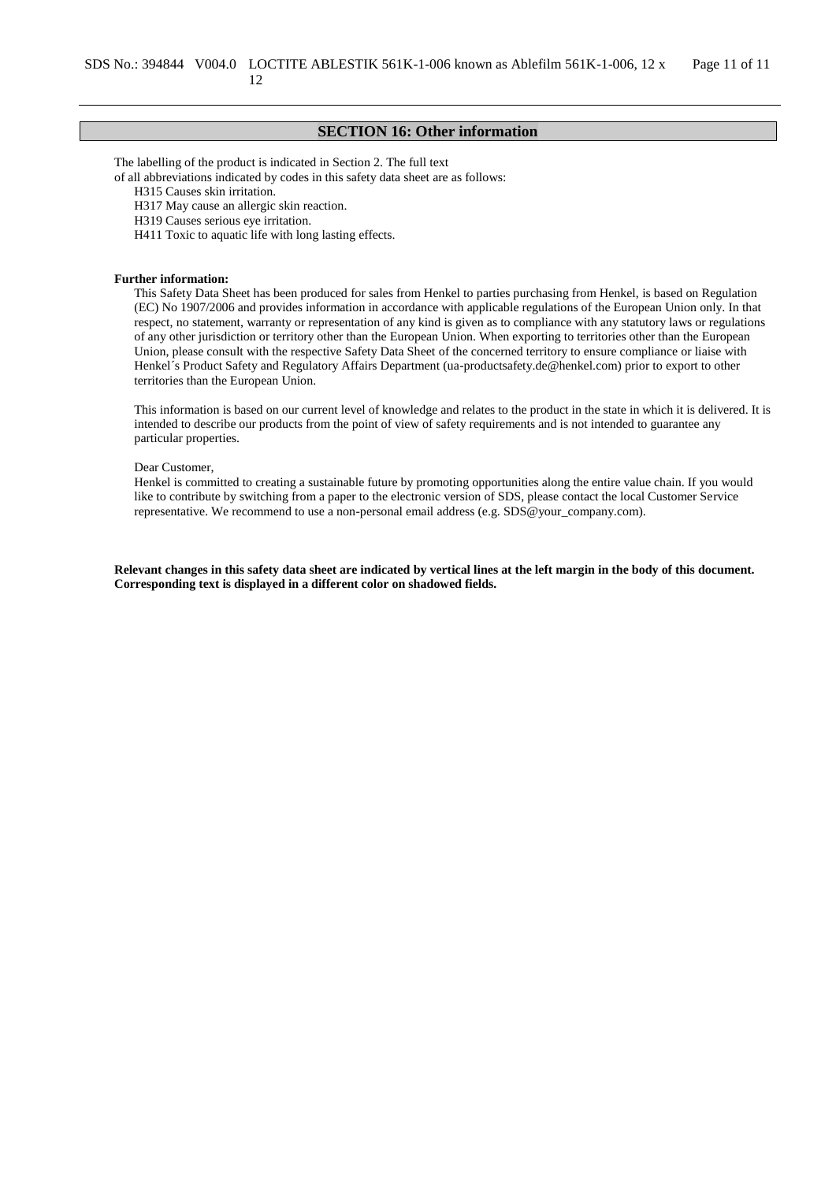## SECTION 16: Other information

The labelling of the product is indicated in Section 2. The full text of all abbreviations indicated by codes in this safety data sheet are as follows:

H315 Causes skin irritation.
H317 May cause an allergic skin reaction.
H319 Causes serious eye irritation.
H411 Toxic to aquatic life with long lasting effects.

**Further information:**

This Safety Data Sheet has been produced for sales from Henkel to parties purchasing from Henkel, is based on Regulation (EC) No 1907/2006 and provides information in accordance with applicable regulations of the European Union only. In that respect, no statement, warranty or representation of any kind is given as to compliance with any statutory laws or regulations of any other jurisdiction or territory other than the European Union. When exporting to territories other than the European Union, please consult with the respective Safety Data Sheet of the concerned territory to ensure compliance or liaise with Henkel´s Product Safety and Regulatory Affairs Department (ua-productsafety.de@henkel.com) prior to export to other territories than the European Union.

This information is based on our current level of knowledge and relates to the product in the state in which it is delivered. It is intended to describe our products from the point of view of safety requirements and is not intended to guarantee any particular properties.

Dear Customer,

Henkel is committed to creating a sustainable future by promoting opportunities along the entire value chain. If you would like to contribute by switching from a paper to the electronic version of SDS, please contact the local Customer Service representative. We recommend to use a non-personal email address (e.g. SDS@your_company.com).

**Relevant changes in this safety data sheet are indicated by vertical lines at the left margin in the body of this document. Corresponding text is displayed in a different color on shadowed fields.**